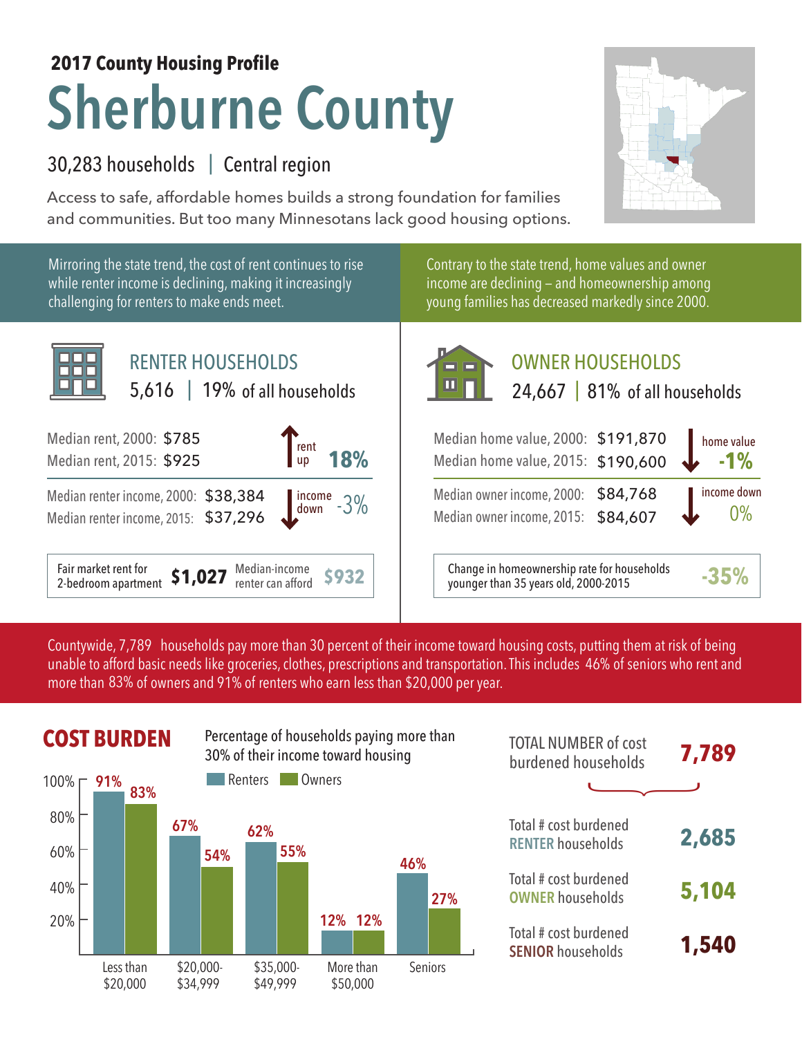**2017 County Housing Profile**

# Sherburne County

30,283 households | Central region

Access to safe, affordable homes builds a strong foundation for families and communities. But too many Minnesotans lack good housing options.

Mirroring the state trend, the cost of rent continues to rise while renter income is declining, making it increasingly challenging for renters to make ends meet.

Contrary to the state trend, home values and owner income are declining – and homeownership among young families has decreased markedly since 2000.

## RENTER HOUSEHOLDS

5,616 | 19% of all households

| | | |
|---|---|---|
| Median rent, 2000: | $785 | rent up **18%** |
| Median rent, 2015: | $925 | |
| Median renter income, 2000: | $38,384 | income down -3% |
| Median renter income, 2015: | $37,296 | |

Fair market rent for 2-bedroom apartment **$1,027** | Median-income renter can afford **$932**

## OWNER HOUSEHOLDS

24,667 | 81% of all households

| | | |
|---|---|---|
| Median home value, 2000: | $191,870 | home value **-1%** |
| Median home value, 2015: | $190,600 | |
| Median owner income, 2000: | $84,768 | income down 0% |
| Median owner income, 2015: | $84,607 | |

Change in homeownership rate for households younger than 35 years old, 2000-2015 **-35%**

Countywide, 7,789 households pay more than 30 percent of their income toward housing costs, putting them at risk of being unable to afford basic needs like groceries, clothes, prescriptions and transportation. This includes 46% of seniors who rent and more than 83% of owners and 91% of renters who earn less than $20,000 per year.

## COST BURDEN

Percentage of households paying more than 30% of their income toward housing

| | Renters | Owners |
|---|---|---|
| Less than $20,000 | 91% | 83% |
| $20,000-$34,999 | 67% | 54% |
| $35,000-$49,999 | 62% | 55% |
| More than $50,000 | 12% | 12% |
| Seniors | 46% | 27% |

| | |
|---|---|
| TOTAL NUMBER of cost burdened households | **7,789** |
| Total # cost burdened RENTER households | **2,685** |
| Total # cost burdened OWNER households | **5,104** |
| Total # cost burdened SENIOR households | **1,540** |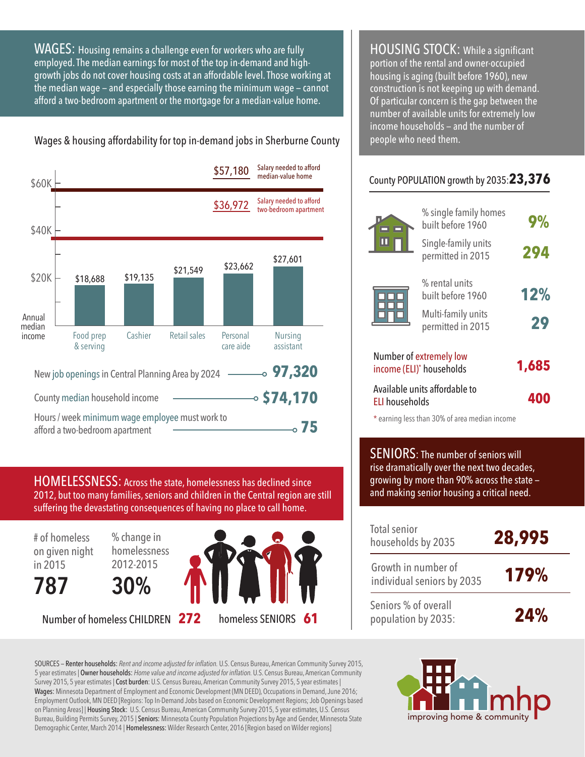## WAGES:

Housing remains a challenge even for workers who are fully employed. The median earnings for most of the top in-demand and high-growth jobs do not cover housing costs at an affordable level. Those working at the median wage – and especially those earning the minimum wage – cannot afford a two-bedroom apartment or the mortgage for a median-value home.

Wages & housing affordability for top in-demand jobs in Sherburne County

$57,180 Salary needed to afford median-value home

$36,972 Salary needed to afford two-bedroom apartment

$60K
$40K
$20K

Annual median income

$18,688 Food prep & serving
$19,135 Cashier
$21,549 Retail sales
$23,662 Personal care aide
$27,601 Nursing assistant

New job openings in Central Planning Area by 2024 — **97,320**

County median household income — **$74,170**

Hours / week minimum wage employee must work to afford a two-bedroom apartment — **75**

## HOMELESSNESS:

Across the state, homelessness has declined since 2012, but too many families, seniors and children in the Central region are still suffering the devastating consequences of having no place to call home.

# of homeless on given night in 2015: **787**

% change in homelessness 2012-2015: **30%**

Number of homeless CHILDREN **272**

homeless SENIORS **61**

## HOUSING STOCK:

While a significant portion of the rental and owner-occupied housing is aging (built before 1960), new construction is not keeping up with demand. Of particular concern is the gap between the number of available units for extremely low income households – and the number of people who need them.

County POPULATION growth by 2035: **23,376**

| | |
|---|---|
| % single family homes built before 1960 | **9%** |
| Single-family units permitted in 2015 | **294** |
| % rental units built before 1960 | **12%** |
| Multi-family units permitted in 2015 | **29** |
| Number of extremely low income (ELI)* households | **1,685** |
| Available units affordable to ELI households | **400** |

* earning less than 30% of area median income

## SENIORS:

The number of seniors will rise dramatically over the next two decades, growing by more than 90% across the state – and making senior housing a critical need.

| | |
|---|---|
| Total senior households by 2035 | **28,995** |
| Growth in number of individual seniors by 2035 | **179%** |
| Seniors % of overall population by 2035: | **24%** |

SOURCES – **Renter households**: *Rent and income adjusted for inflation.* U.S. Census Bureau, American Community Survey 2015, 5 year estimates | **Owner households**: *Home value and income adjusted for inflation.* U.S. Census Bureau, American Community Survey 2015, 5 year estimates | **Cost burden**: U.S. Census Bureau, American Community Survey 2015, 5 year estimates | **Wages**: Minnesota Department of Employment and Economic Development (MN DEED), Occupations in Demand, June 2016; Employment Outlook, MN DEED [Regions: Top In-Demand Jobs based on Economic Development Regions; Job Openings based on Planning Areas] | **Housing Stock**: U.S. Census Bureau, American Community Survey 2015, 5 year estimates, U.S. Census Bureau, Building Permits Survey, 2015 | **Seniors**: Minnesota County Population Projections by Age and Gender, Minnesota State Demographic Center, March 2014 | **Homelessness**: Wilder Research Center, 2016 [Region based on Wilder regions]

mhp improving home & community